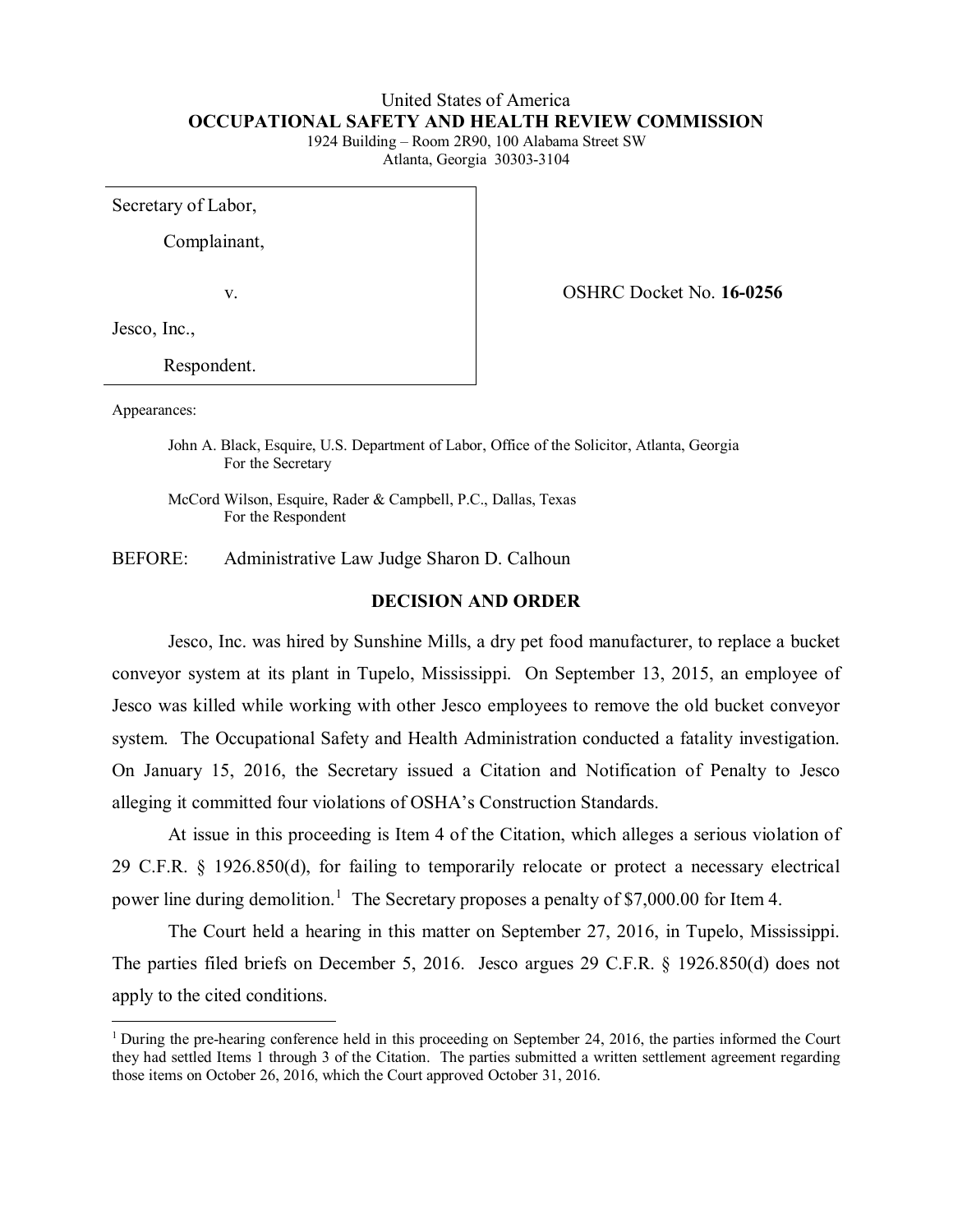United States of America

**OCCUPATIONAL SAFETY AND HEALTH REVIEW COMMISSION**

1924 Building – Room 2R90, 100 Alabama Street SW

Atlanta, Georgia 30303-3104

| | |
|---|---|
| Secretary of Labor,<br><br>Complainant,<br><br>v.<br><br>Jesco, Inc.,<br><br>Respondent. | OSHRC Docket No. **16-0256** |

Appearances:

John A. Black, Esquire, U.S. Department of Labor, Office of the Solicitor, Atlanta, Georgia
For the Secretary

McCord Wilson, Esquire, Rader & Campbell, P.C., Dallas, Texas
For the Respondent

BEFORE: Administrative Law Judge Sharon D. Calhoun

## DECISION AND ORDER

Jesco, Inc. was hired by Sunshine Mills, a dry pet food manufacturer, to replace a bucket conveyor system at its plant in Tupelo, Mississippi. On September 13, 2015, an employee of Jesco was killed while working with other Jesco employees to remove the old bucket conveyor system. The Occupational Safety and Health Administration conducted a fatality investigation. On January 15, 2016, the Secretary issued a Citation and Notification of Penalty to Jesco alleging it committed four violations of OSHA's Construction Standards.

At issue in this proceeding is Item 4 of the Citation, which alleges a serious violation of 29 C.F.R. § 1926.850(d), for failing to temporarily relocate or protect a necessary electrical power line during demolition.[1] The Secretary proposes a penalty of $7,000.00 for Item 4.

The Court held a hearing in this matter on September 27, 2016, in Tupelo, Mississippi. The parties filed briefs on December 5, 2016. Jesco argues 29 C.F.R. § 1926.850(d) does not apply to the cited conditions.

[1] During the pre-hearing conference held in this proceeding on September 24, 2016, the parties informed the Court they had settled Items 1 through 3 of the Citation. The parties submitted a written settlement agreement regarding those items on October 26, 2016, which the Court approved October 31, 2016.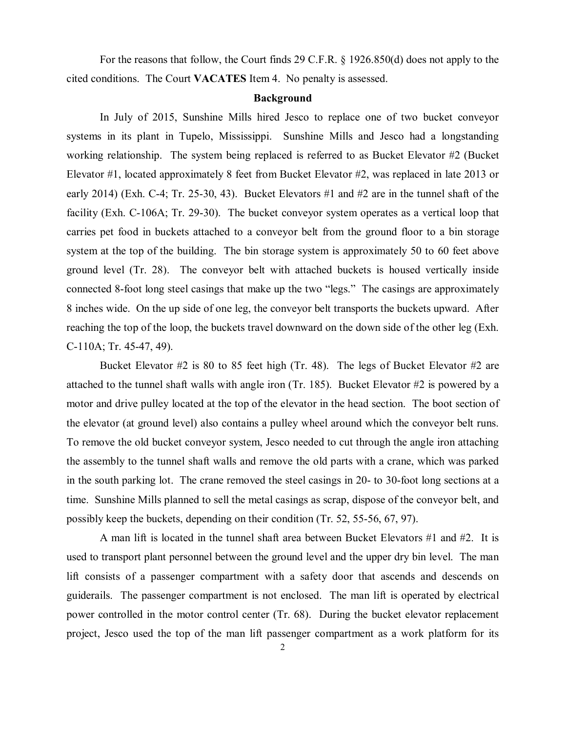For the reasons that follow, the Court finds 29 C.F.R. § 1926.850(d) does not apply to the cited conditions. The Court **VACATES** Item 4. No penalty is assessed.

## Background

In July of 2015, Sunshine Mills hired Jesco to replace one of two bucket conveyor systems in its plant in Tupelo, Mississippi. Sunshine Mills and Jesco had a longstanding working relationship. The system being replaced is referred to as Bucket Elevator #2 (Bucket Elevator #1, located approximately 8 feet from Bucket Elevator #2, was replaced in late 2013 or early 2014) (Exh. C-4; Tr. 25-30, 43). Bucket Elevators #1 and #2 are in the tunnel shaft of the facility (Exh. C-106A; Tr. 29-30). The bucket conveyor system operates as a vertical loop that carries pet food in buckets attached to a conveyor belt from the ground floor to a bin storage system at the top of the building. The bin storage system is approximately 50 to 60 feet above ground level (Tr. 28). The conveyor belt with attached buckets is housed vertically inside connected 8-foot long steel casings that make up the two "legs." The casings are approximately 8 inches wide. On the up side of one leg, the conveyor belt transports the buckets upward. After reaching the top of the loop, the buckets travel downward on the down side of the other leg (Exh. C-110A; Tr. 45-47, 49).

Bucket Elevator #2 is 80 to 85 feet high (Tr. 48). The legs of Bucket Elevator #2 are attached to the tunnel shaft walls with angle iron (Tr. 185). Bucket Elevator #2 is powered by a motor and drive pulley located at the top of the elevator in the head section. The boot section of the elevator (at ground level) also contains a pulley wheel around which the conveyor belt runs. To remove the old bucket conveyor system, Jesco needed to cut through the angle iron attaching the assembly to the tunnel shaft walls and remove the old parts with a crane, which was parked in the south parking lot. The crane removed the steel casings in 20- to 30-foot long sections at a time. Sunshine Mills planned to sell the metal casings as scrap, dispose of the conveyor belt, and possibly keep the buckets, depending on their condition (Tr. 52, 55-56, 67, 97).

A man lift is located in the tunnel shaft area between Bucket Elevators #1 and #2. It is used to transport plant personnel between the ground level and the upper dry bin level. The man lift consists of a passenger compartment with a safety door that ascends and descends on guiderails. The passenger compartment is not enclosed. The man lift is operated by electrical power controlled in the motor control center (Tr. 68). During the bucket elevator replacement project, Jesco used the top of the man lift passenger compartment as a work platform for its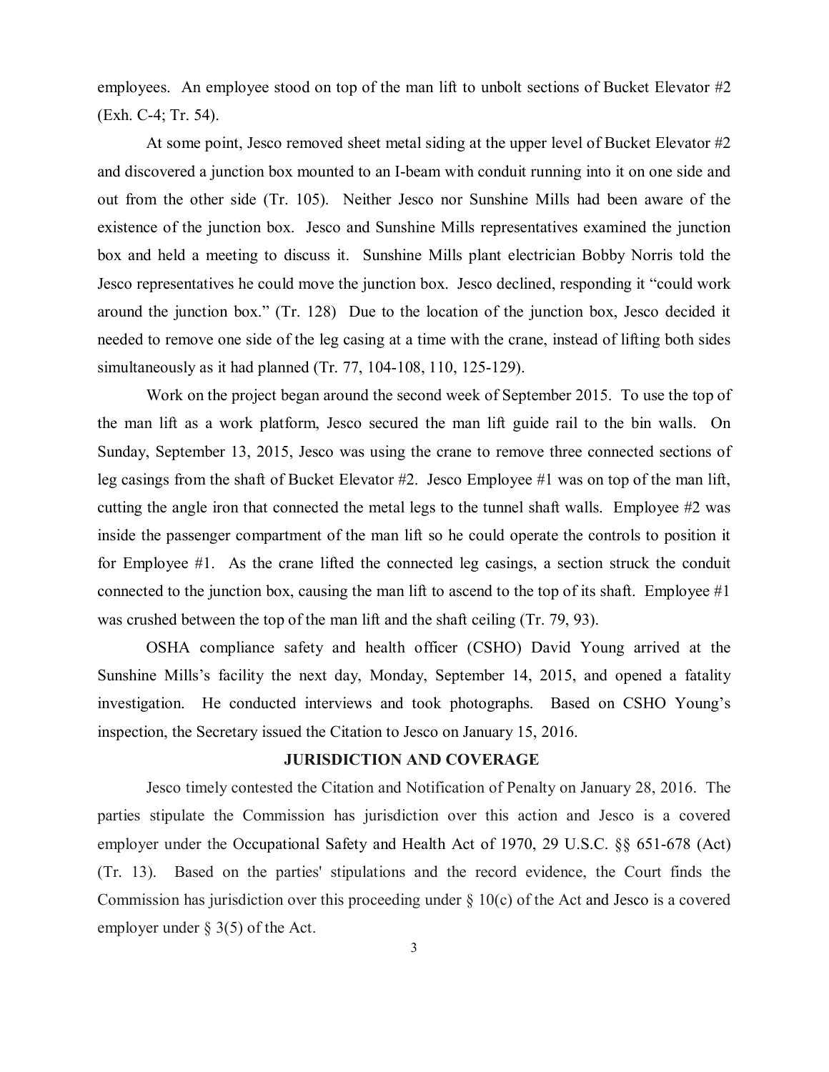employees. An employee stood on top of the man lift to unbolt sections of Bucket Elevator #2 (Exh. C-4; Tr. 54).

At some point, Jesco removed sheet metal siding at the upper level of Bucket Elevator #2 and discovered a junction box mounted to an I-beam with conduit running into it on one side and out from the other side (Tr. 105). Neither Jesco nor Sunshine Mills had been aware of the existence of the junction box. Jesco and Sunshine Mills representatives examined the junction box and held a meeting to discuss it. Sunshine Mills plant electrician Bobby Norris told the Jesco representatives he could move the junction box. Jesco declined, responding it "could work around the junction box." (Tr. 128) Due to the location of the junction box, Jesco decided it needed to remove one side of the leg casing at a time with the crane, instead of lifting both sides simultaneously as it had planned (Tr. 77, 104-108, 110, 125-129).

Work on the project began around the second week of September 2015. To use the top of the man lift as a work platform, Jesco secured the man lift guide rail to the bin walls. On Sunday, September 13, 2015, Jesco was using the crane to remove three connected sections of leg casings from the shaft of Bucket Elevator #2. Jesco Employee #1 was on top of the man lift, cutting the angle iron that connected the metal legs to the tunnel shaft walls. Employee #2 was inside the passenger compartment of the man lift so he could operate the controls to position it for Employee #1. As the crane lifted the connected leg casings, a section struck the conduit connected to the junction box, causing the man lift to ascend to the top of its shaft. Employee #1 was crushed between the top of the man lift and the shaft ceiling (Tr. 79, 93).

OSHA compliance safety and health officer (CSHO) David Young arrived at the Sunshine Mills's facility the next day, Monday, September 14, 2015, and opened a fatality investigation. He conducted interviews and took photographs. Based on CSHO Young's inspection, the Secretary issued the Citation to Jesco on January 15, 2016.

## JURISDICTION AND COVERAGE

Jesco timely contested the Citation and Notification of Penalty on January 28, 2016. The parties stipulate the Commission has jurisdiction over this action and Jesco is a covered employer under the Occupational Safety and Health Act of 1970, 29 U.S.C. §§ 651-678 (Act) (Tr. 13). Based on the parties' stipulations and the record evidence, the Court finds the Commission has jurisdiction over this proceeding under § 10(c) of the Act and Jesco is a covered employer under § 3(5) of the Act.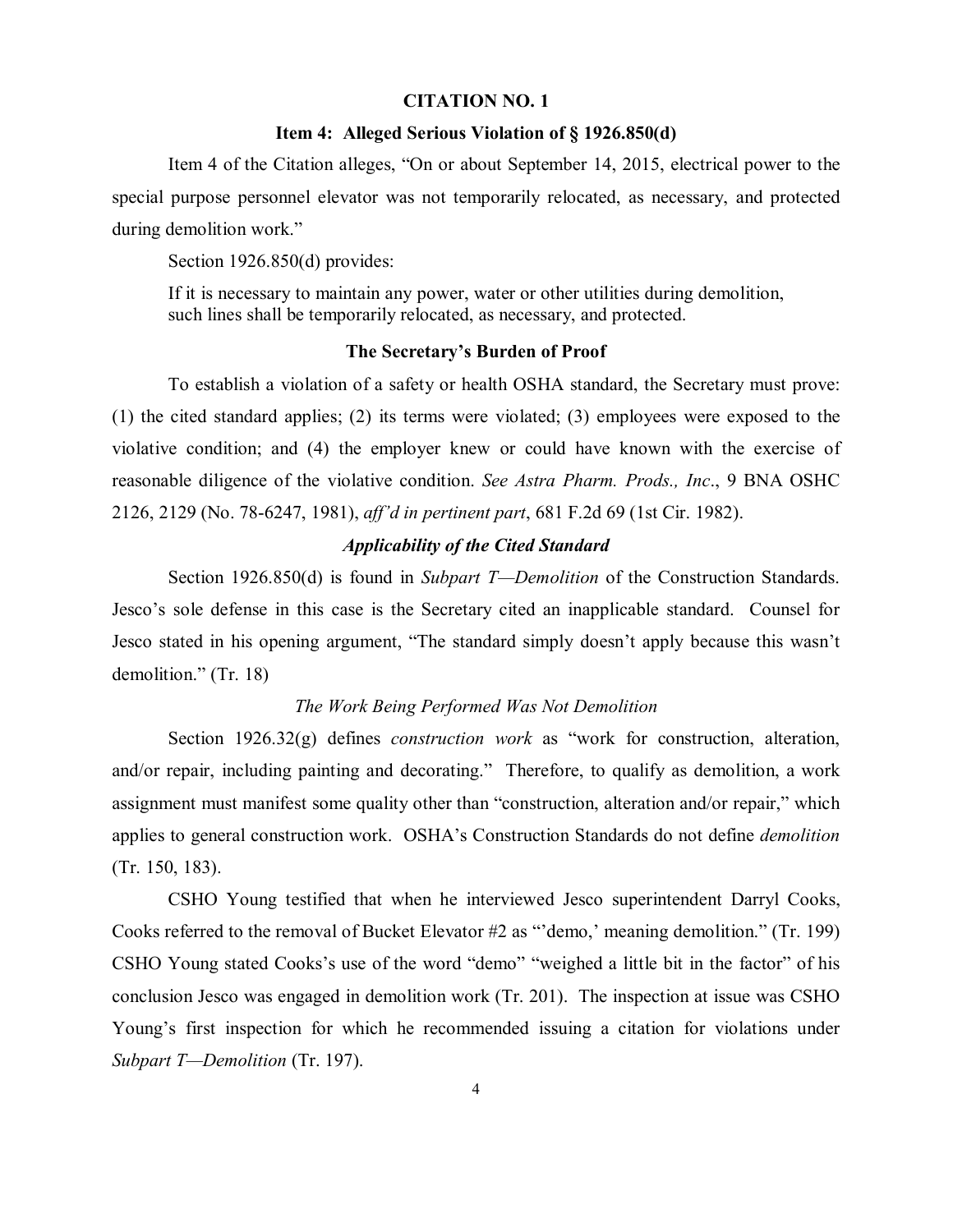## CITATION NO. 1

### Item 4: Alleged Serious Violation of § 1926.850(d)

Item 4 of the Citation alleges, "On or about September 14, 2015, electrical power to the special purpose personnel elevator was not temporarily relocated, as necessary, and protected during demolition work."

Section 1926.850(d) provides:

> If it is necessary to maintain any power, water or other utilities during demolition, such lines shall be temporarily relocated, as necessary, and protected.

### The Secretary's Burden of Proof

To establish a violation of a safety or health OSHA standard, the Secretary must prove: (1) the cited standard applies; (2) its terms were violated; (3) employees were exposed to the violative condition; and (4) the employer knew or could have known with the exercise of reasonable diligence of the violative condition. *See Astra Pharm. Prods., Inc*., 9 BNA OSHC 2126, 2129 (No. 78-6247, 1981), *aff'd in pertinent part*, 681 F.2d 69 (1st Cir. 1982).

#### *Applicability of the Cited Standard*

Section 1926.850(d) is found in *Subpart T—Demolition* of the Construction Standards. Jesco's sole defense in this case is the Secretary cited an inapplicable standard. Counsel for Jesco stated in his opening argument, "The standard simply doesn't apply because this wasn't demolition." (Tr. 18)

*The Work Being Performed Was Not Demolition*

Section 1926.32(g) defines *construction work* as "work for construction, alteration, and/or repair, including painting and decorating." Therefore, to qualify as demolition, a work assignment must manifest some quality other than "construction, alteration and/or repair," which applies to general construction work. OSHA's Construction Standards do not define *demolition* (Tr. 150, 183).

CSHO Young testified that when he interviewed Jesco superintendent Darryl Cooks, Cooks referred to the removal of Bucket Elevator #2 as "'demo,' meaning demolition." (Tr. 199) CSHO Young stated Cooks's use of the word "demo" "weighed a little bit in the factor" of his conclusion Jesco was engaged in demolition work (Tr. 201). The inspection at issue was CSHO Young's first inspection for which he recommended issuing a citation for violations under *Subpart T—Demolition* (Tr. 197).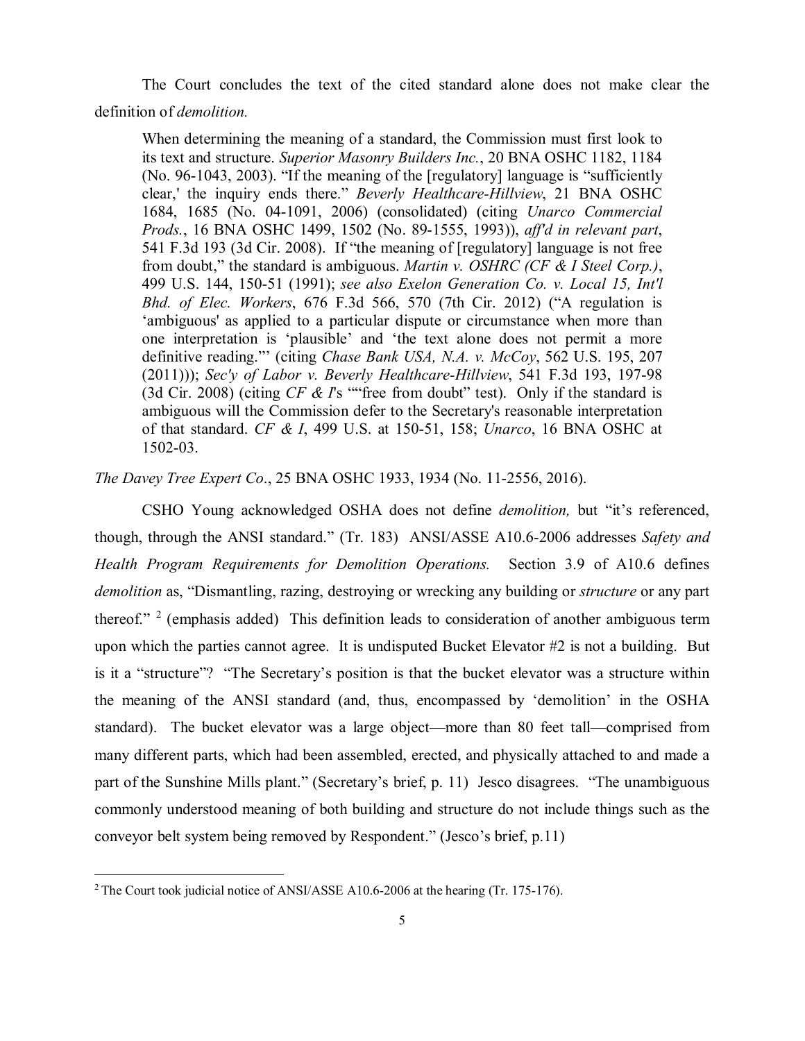The Court concludes the text of the cited standard alone does not make clear the definition of *demolition.*

> When determining the meaning of a standard, the Commission must first look to its text and structure. *Superior Masonry Builders Inc.*, 20 BNA OSHC 1182, 1184 (No. 96-1043, 2003). "If the meaning of the [regulatory] language is "sufficiently clear,' the inquiry ends there." *Beverly Healthcare-Hillview*, 21 BNA OSHC 1684, 1685 (No. 04-1091, 2006) (consolidated) (citing *Unarco Commercial Prods.*, 16 BNA OSHC 1499, 1502 (No. 89-1555, 1993)), *aff'd in relevant part*, 541 F.3d 193 (3d Cir. 2008). If "the meaning of [regulatory] language is not free from doubt," the standard is ambiguous. *Martin v. OSHRC (CF & I Steel Corp.)*, 499 U.S. 144, 150-51 (1991); *see also Exelon Generation Co. v. Local 15, Int'l Bhd. of Elec. Workers*, 676 F.3d 566, 570 (7th Cir. 2012) ("A regulation is 'ambiguous' as applied to a particular dispute or circumstance when more than one interpretation is 'plausible' and 'the text alone does not permit a more definitive reading."' (citing *Chase Bank USA, N.A. v. McCoy*, 562 U.S. 195, 207 (2011))); *Sec'y of Labor v. Beverly Healthcare-Hillview*, 541 F.3d 193, 197-98 (3d Cir. 2008) (citing *CF & I*'s ""free from doubt" test). Only if the standard is ambiguous will the Commission defer to the Secretary's reasonable interpretation of that standard. *CF & I*, 499 U.S. at 150-51, 158; *Unarco*, 16 BNA OSHC at 1502-03.

*The Davey Tree Expert Co*., 25 BNA OSHC 1933, 1934 (No. 11-2556, 2016).

CSHO Young acknowledged OSHA does not define *demolition,* but "it's referenced, though, through the ANSI standard." (Tr. 183) ANSI/ASSE A10.6-2006 addresses *Safety and Health Program Requirements for Demolition Operations.* Section 3.9 of A10.6 defines *demolition* as, "Dismantling, razing, destroying or wrecking any building or *structure* or any part thereof." [2] (emphasis added) This definition leads to consideration of another ambiguous term upon which the parties cannot agree. It is undisputed Bucket Elevator #2 is not a building. But is it a "structure"? "The Secretary's position is that the bucket elevator was a structure within the meaning of the ANSI standard (and, thus, encompassed by 'demolition' in the OSHA standard). The bucket elevator was a large object—more than 80 feet tall—comprised from many different parts, which had been assembled, erected, and physically attached to and made a part of the Sunshine Mills plant." (Secretary's brief, p. 11) Jesco disagrees. "The unambiguous commonly understood meaning of both building and structure do not include things such as the conveyor belt system being removed by Respondent." (Jesco's brief, p.11)

[2] The Court took judicial notice of ANSI/ASSE A10.6-2006 at the hearing (Tr. 175-176).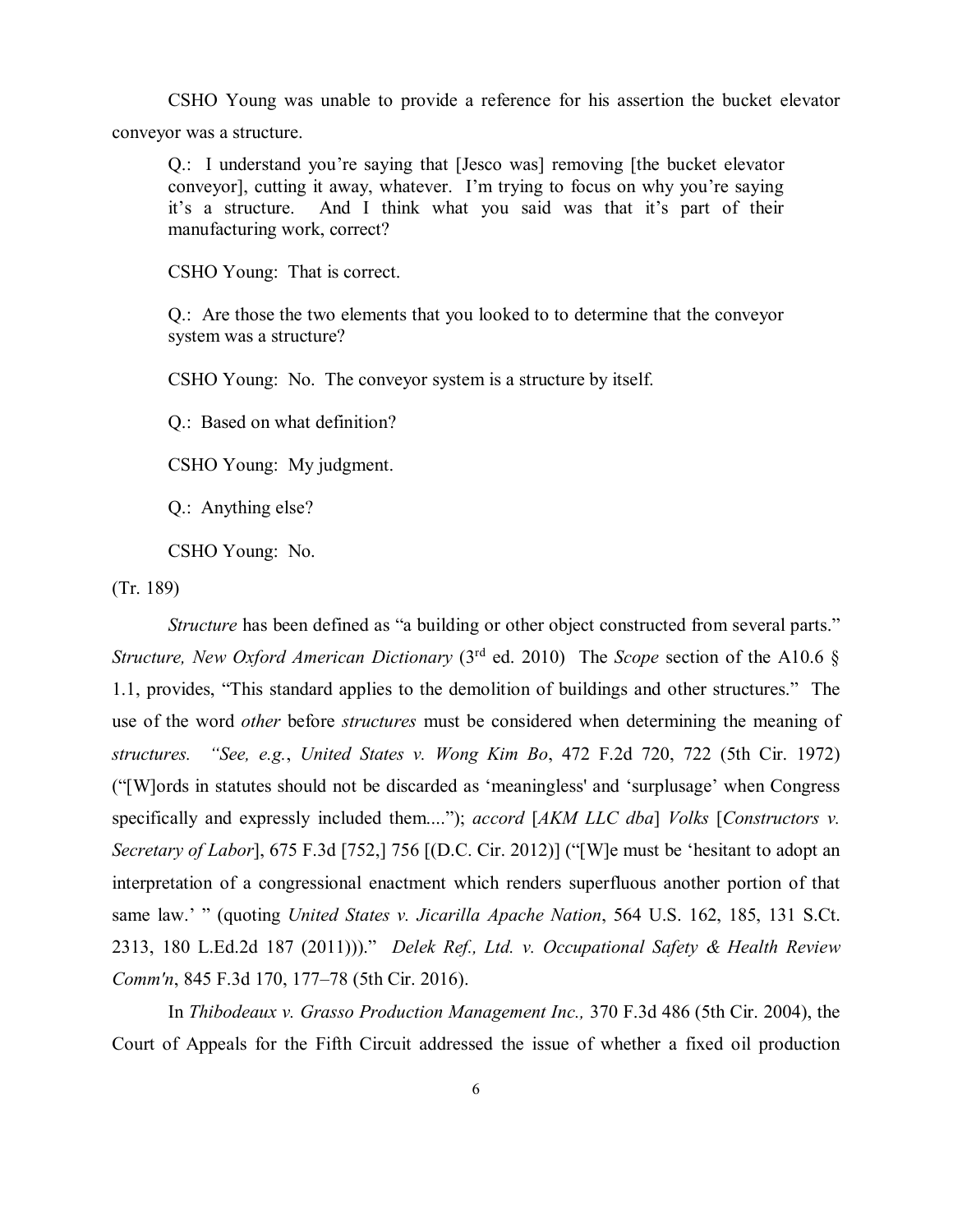CSHO Young was unable to provide a reference for his assertion the bucket elevator conveyor was a structure.

> Q.: I understand you're saying that [Jesco was] removing [the bucket elevator conveyor], cutting it away, whatever. I'm trying to focus on why you're saying it's a structure. And I think what you said was that it's part of their manufacturing work, correct?
>
> CSHO Young: That is correct.
>
> Q.: Are those the two elements that you looked to to determine that the conveyor system was a structure?
>
> CSHO Young: No. The conveyor system is a structure by itself.
>
> Q.: Based on what definition?
>
> CSHO Young: My judgment.
>
> Q.: Anything else?
>
> CSHO Young: No.

(Tr. 189)

*Structure* has been defined as "a building or other object constructed from several parts." *Structure, New Oxford American Dictionary* (3rd ed. 2010) The *Scope* section of the A10.6 § 1.1, provides, "This standard applies to the demolition of buildings and other structures." The use of the word *other* before *structures* must be considered when determining the meaning of *structures. "See, e.g.*, *United States v. Wong Kim Bo*, 472 F.2d 720, 722 (5th Cir. 1972) ("[W]ords in statutes should not be discarded as 'meaningless' and 'surplusage' when Congress specifically and expressly included them...."); *accord* [*AKM LLC dba*] *Volks* [*Constructors v. Secretary of Labor*], 675 F.3d [752,] 756 [(D.C. Cir. 2012)] ("[W]e must be 'hesitant to adopt an interpretation of a congressional enactment which renders superfluous another portion of that same law.' " (quoting *United States v. Jicarilla Apache Nation*, 564 U.S. 162, 185, 131 S.Ct. 2313, 180 L.Ed.2d 187 (2011)))." *Delek Ref., Ltd. v. Occupational Safety & Health Review Comm'n*, 845 F.3d 170, 177–78 (5th Cir. 2016).

In *Thibodeaux v. Grasso Production Management Inc.,* 370 F.3d 486 (5th Cir. 2004), the Court of Appeals for the Fifth Circuit addressed the issue of whether a fixed oil production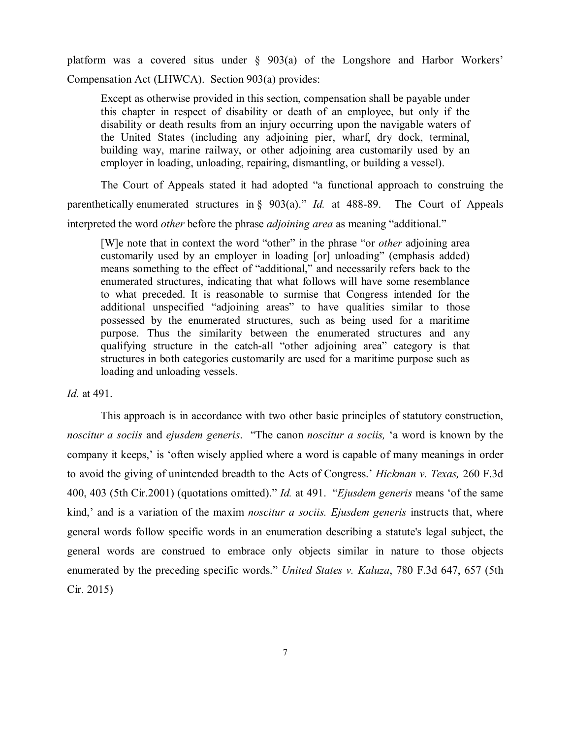platform was a covered situs under § 903(a) of the Longshore and Harbor Workers' Compensation Act (LHWCA). Section 903(a) provides:

> Except as otherwise provided in this section, compensation shall be payable under this chapter in respect of disability or death of an employee, but only if the disability or death results from an injury occurring upon the navigable waters of the United States (including any adjoining pier, wharf, dry dock, terminal, building way, marine railway, or other adjoining area customarily used by an employer in loading, unloading, repairing, dismantling, or building a vessel).

The Court of Appeals stated it had adopted "a functional approach to construing the parenthetically enumerated structures in § 903(a)." *Id.* at 488-89. The Court of Appeals interpreted the word *other* before the phrase *adjoining area* as meaning "additional."

> [W]e note that in context the word "other" in the phrase "or *other* adjoining area customarily used by an employer in loading [or] unloading" (emphasis added) means something to the effect of "additional," and necessarily refers back to the enumerated structures, indicating that what follows will have some resemblance to what preceded. It is reasonable to surmise that Congress intended for the additional unspecified "adjoining areas" to have qualities similar to those possessed by the enumerated structures, such as being used for a maritime purpose. Thus the similarity between the enumerated structures and any qualifying structure in the catch-all "other adjoining area" category is that structures in both categories customarily are used for a maritime purpose such as loading and unloading vessels.

*Id.* at 491.

This approach is in accordance with two other basic principles of statutory construction, *noscitur a sociis* and *ejusdem generis*. "The canon *noscitur a sociis,* 'a word is known by the company it keeps,' is 'often wisely applied where a word is capable of many meanings in order to avoid the giving of unintended breadth to the Acts of Congress.' *Hickman v. Texas,* 260 F.3d 400, 403 (5th Cir.2001) (quotations omitted)." *Id.* at 491. "*Ejusdem generis* means 'of the same kind,' and is a variation of the maxim *noscitur a sociis. Ejusdem generis* instructs that, where general words follow specific words in an enumeration describing a statute's legal subject, the general words are construed to embrace only objects similar in nature to those objects enumerated by the preceding specific words." *United States v. Kaluza*, 780 F.3d 647, 657 (5th Cir. 2015)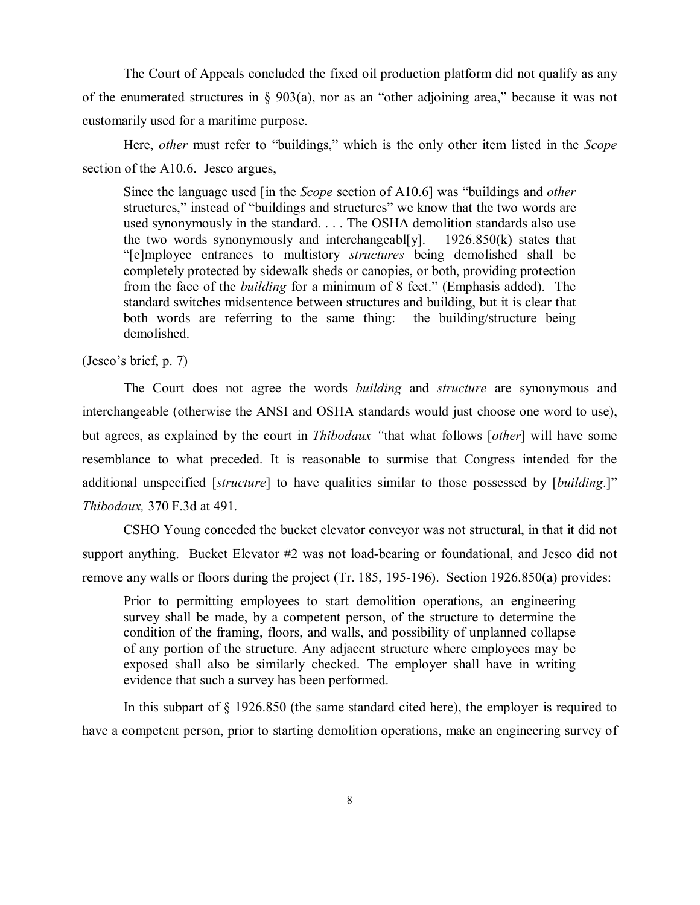The Court of Appeals concluded the fixed oil production platform did not qualify as any of the enumerated structures in § 903(a), nor as an "other adjoining area," because it was not customarily used for a maritime purpose.

Here, *other* must refer to "buildings," which is the only other item listed in the *Scope* section of the A10.6. Jesco argues,

> Since the language used [in the *Scope* section of A10.6] was "buildings and *other* structures," instead of "buildings and structures" we know that the two words are used synonymously in the standard. . . . The OSHA demolition standards also use the two words synonymously and interchangeabl[y]. 1926.850(k) states that "[e]mployee entrances to multistory *structures* being demolished shall be completely protected by sidewalk sheds or canopies, or both, providing protection from the face of the *building* for a minimum of 8 feet." (Emphasis added). The standard switches midsentence between structures and building, but it is clear that both words are referring to the same thing: the building/structure being demolished.

(Jesco's brief, p. 7)

The Court does not agree the words *building* and *structure* are synonymous and interchangeable (otherwise the ANSI and OSHA standards would just choose one word to use), but agrees, as explained by the court in *Thibodaux* "that what follows [*other*] will have some resemblance to what preceded. It is reasonable to surmise that Congress intended for the additional unspecified [*structure*] to have qualities similar to those possessed by [*building*.]" *Thibodaux,* 370 F.3d at 491.

CSHO Young conceded the bucket elevator conveyor was not structural, in that it did not support anything. Bucket Elevator #2 was not load-bearing or foundational, and Jesco did not remove any walls or floors during the project (Tr. 185, 195-196). Section 1926.850(a) provides:

> Prior to permitting employees to start demolition operations, an engineering survey shall be made, by a competent person, of the structure to determine the condition of the framing, floors, and walls, and possibility of unplanned collapse of any portion of the structure. Any adjacent structure where employees may be exposed shall also be similarly checked. The employer shall have in writing evidence that such a survey has been performed.

In this subpart of § 1926.850 (the same standard cited here), the employer is required to have a competent person, prior to starting demolition operations, make an engineering survey of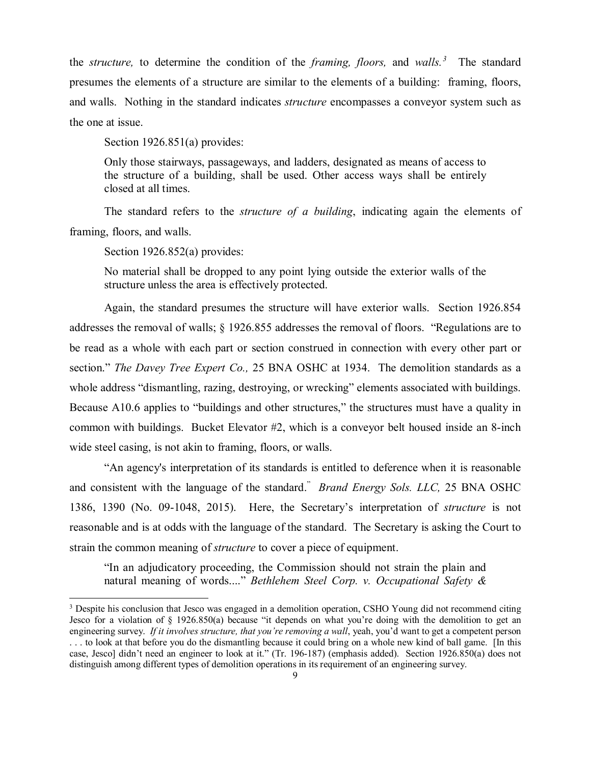the *structure,* to determine the condition of the *framing, floors,* and *walls.*[3] The standard presumes the elements of a structure are similar to the elements of a building: framing, floors, and walls. Nothing in the standard indicates *structure* encompasses a conveyor system such as the one at issue.

Section 1926.851(a) provides:

> Only those stairways, passageways, and ladders, designated as means of access to the structure of a building, shall be used. Other access ways shall be entirely closed at all times.

The standard refers to the *structure of a building*, indicating again the elements of framing, floors, and walls.

Section 1926.852(a) provides:

> No material shall be dropped to any point lying outside the exterior walls of the structure unless the area is effectively protected.

Again, the standard presumes the structure will have exterior walls. Section 1926.854 addresses the removal of walls; § 1926.855 addresses the removal of floors. "Regulations are to be read as a whole with each part or section construed in connection with every other part or section." *The Davey Tree Expert Co.,* 25 BNA OSHC at 1934. The demolition standards as a whole address "dismantling, razing, destroying, or wrecking" elements associated with buildings. Because A10.6 applies to "buildings and other structures," the structures must have a quality in common with buildings. Bucket Elevator #2, which is a conveyor belt housed inside an 8-inch wide steel casing, is not akin to framing, floors, or walls.

"An agency's interpretation of its standards is entitled to deference when it is reasonable and consistent with the language of the standard." *Brand Energy Sols. LLC,* 25 BNA OSHC 1386, 1390 (No. 09-1048, 2015). Here, the Secretary's interpretation of *structure* is not reasonable and is at odds with the language of the standard. The Secretary is asking the Court to strain the common meaning of *structure* to cover a piece of equipment.

> "In an adjudicatory proceeding, the Commission should not strain the plain and natural meaning of words...." *Bethlehem Steel Corp. v. Occupational Safety &*

---

[3] Despite his conclusion that Jesco was engaged in a demolition operation, CSHO Young did not recommend citing Jesco for a violation of § 1926.850(a) because "it depends on what you're doing with the demolition to get an engineering survey. *If it involves structure, that you're removing a wall*, yeah, you'd want to get a competent person . . . to look at that before you do the dismantling because it could bring on a whole new kind of ball game. [In this case, Jesco] didn't need an engineer to look at it." (Tr. 196-187) (emphasis added). Section 1926.850(a) does not distinguish among different types of demolition operations in its requirement of an engineering survey.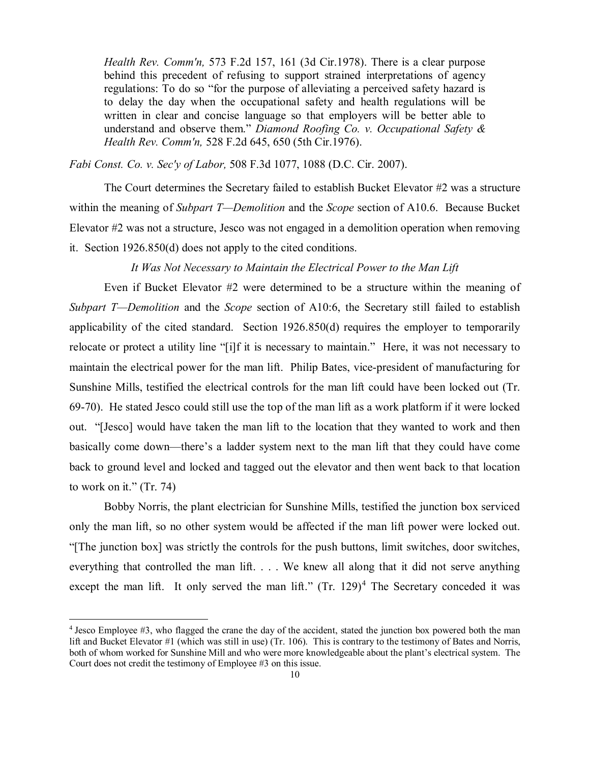> *Health Rev. Comm'n,* 573 F.2d 157, 161 (3d Cir.1978). There is a clear purpose behind this precedent of refusing to support strained interpretations of agency regulations: To do so "for the purpose of alleviating a perceived safety hazard is to delay the day when the occupational safety and health regulations will be written in clear and concise language so that employers will be better able to understand and observe them." *Diamond Roofing Co. v. Occupational Safety & Health Rev. Comm'n,* 528 F.2d 645, 650 (5th Cir.1976).

*Fabi Const. Co. v. Sec'y of Labor,* 508 F.3d 1077, 1088 (D.C. Cir. 2007).

The Court determines the Secretary failed to establish Bucket Elevator #2 was a structure within the meaning of *Subpart T—Demolition* and the *Scope* section of A10.6. Because Bucket Elevator #2 was not a structure, Jesco was not engaged in a demolition operation when removing it. Section 1926.850(d) does not apply to the cited conditions.

*It Was Not Necessary to Maintain the Electrical Power to the Man Lift*

Even if Bucket Elevator #2 were determined to be a structure within the meaning of *Subpart T—Demolition* and the *Scope* section of A10:6, the Secretary still failed to establish applicability of the cited standard. Section 1926.850(d) requires the employer to temporarily relocate or protect a utility line "[i]f it is necessary to maintain." Here, it was not necessary to maintain the electrical power for the man lift. Philip Bates, vice-president of manufacturing for Sunshine Mills, testified the electrical controls for the man lift could have been locked out (Tr. 69-70). He stated Jesco could still use the top of the man lift as a work platform if it were locked out. "[Jesco] would have taken the man lift to the location that they wanted to work and then basically come down—there's a ladder system next to the man lift that they could have come back to ground level and locked and tagged out the elevator and then went back to that location to work on it." (Tr. 74)

Bobby Norris, the plant electrician for Sunshine Mills, testified the junction box serviced only the man lift, so no other system would be affected if the man lift power were locked out. "[The junction box] was strictly the controls for the push buttons, limit switches, door switches, everything that controlled the man lift. . . . We knew all along that it did not serve anything except the man lift. It only served the man lift." (Tr. 129)[4] The Secretary conceded it was

[4] Jesco Employee #3, who flagged the crane the day of the accident, stated the junction box powered both the man lift and Bucket Elevator #1 (which was still in use) (Tr. 106). This is contrary to the testimony of Bates and Norris, both of whom worked for Sunshine Mill and who were more knowledgeable about the plant's electrical system. The Court does not credit the testimony of Employee #3 on this issue.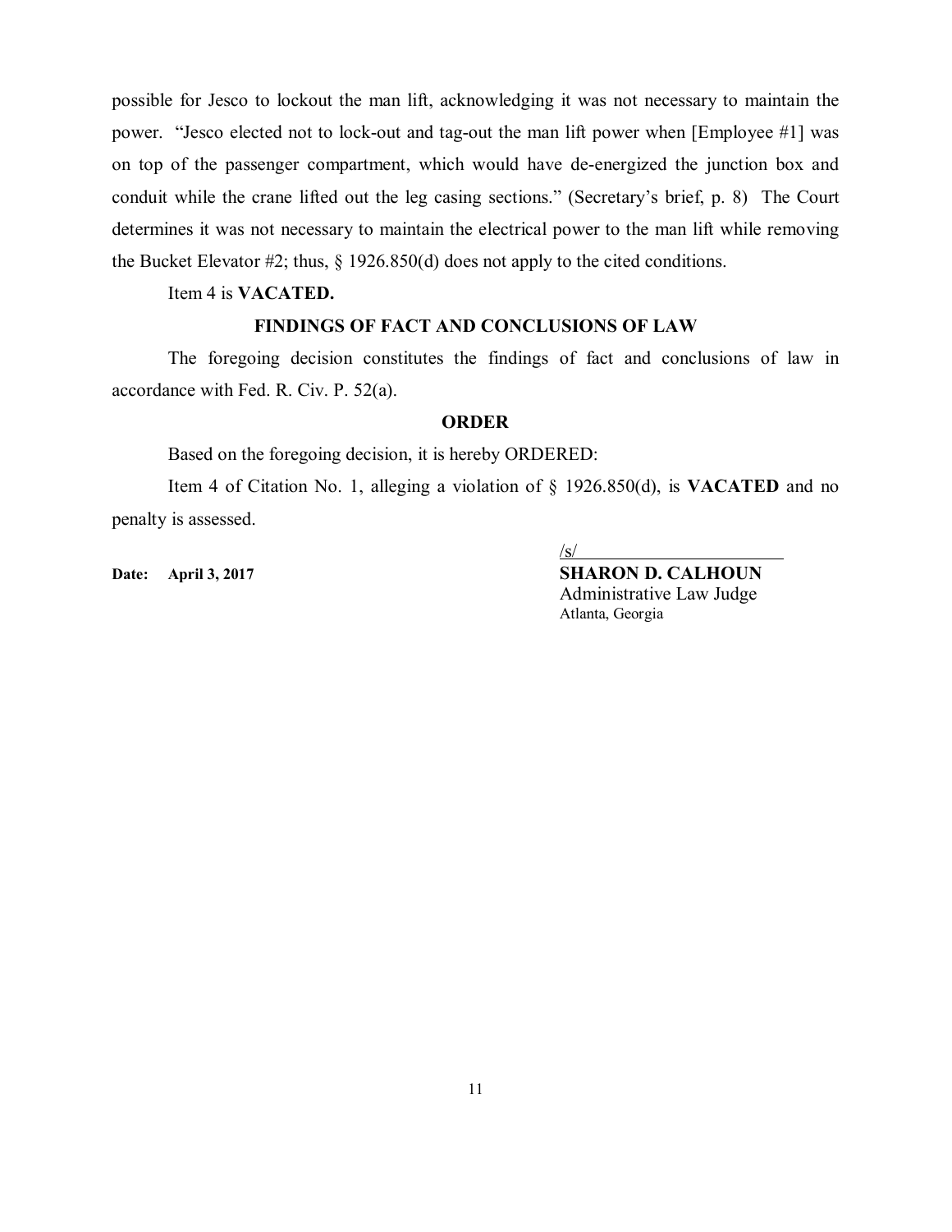possible for Jesco to lockout the man lift, acknowledging it was not necessary to maintain the power. "Jesco elected not to lock-out and tag-out the man lift power when [Employee #1] was on top of the passenger compartment, which would have de-energized the junction box and conduit while the crane lifted out the leg casing sections." (Secretary's brief, p. 8) The Court determines it was not necessary to maintain the electrical power to the man lift while removing the Bucket Elevator #2; thus, § 1926.850(d) does not apply to the cited conditions.

Item 4 is **VACATED.**

## FINDINGS OF FACT AND CONCLUSIONS OF LAW

The foregoing decision constitutes the findings of fact and conclusions of law in accordance with Fed. R. Civ. P. 52(a).

## ORDER

Based on the foregoing decision, it is hereby ORDERED:

Item 4 of Citation No. 1, alleging a violation of § 1926.850(d), is **VACATED** and no penalty is assessed.

/s/

**SHARON D. CALHOUN**
Administrative Law Judge
Atlanta, Georgia

**Date: April 3, 2017**